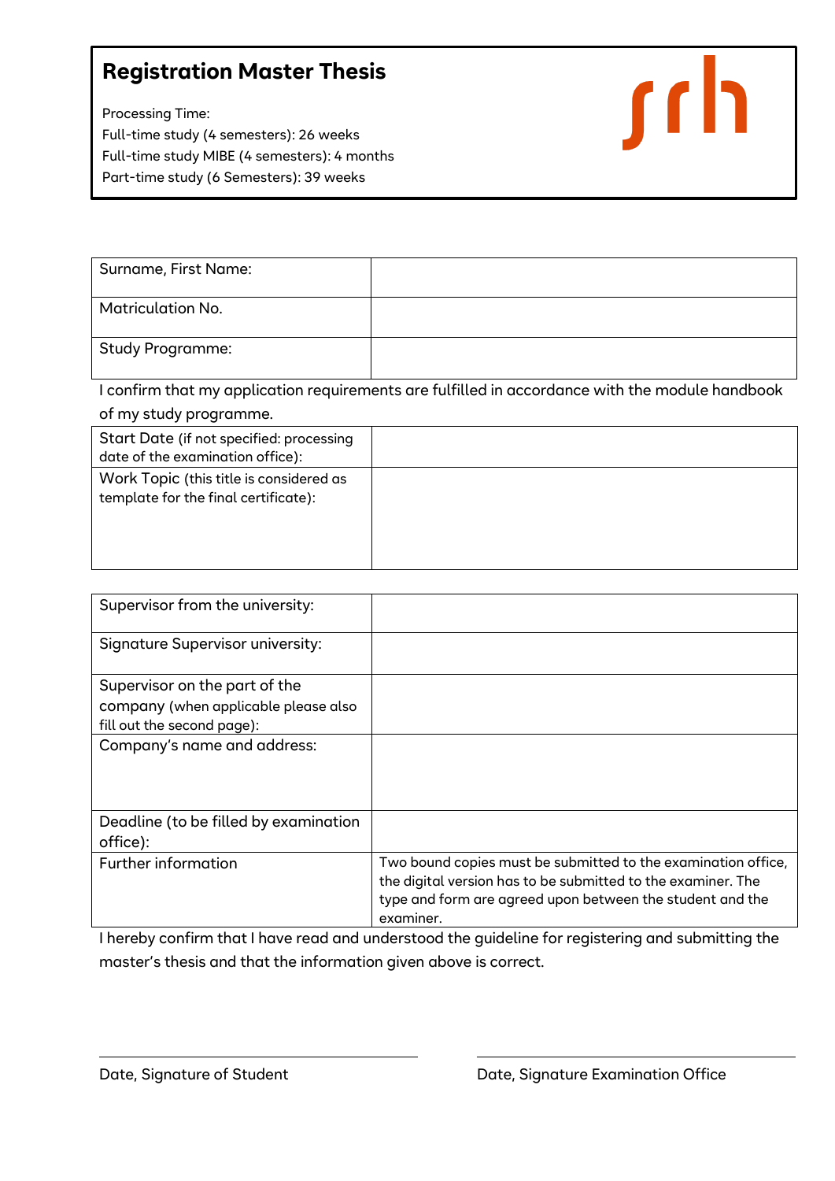# Registration Master Thesis

Processing Time:
Full-time study (4 semesters): 26 weeks
Full-time study MIBE (4 semesters): 4 months
Part-time study (6 Semesters): 39 weeks

srh

| Surname, First Name: | |
|---|---|
| Matriculation No. | |
| Study Programme: | |

I confirm that my application requirements are fulfilled in accordance with the module handbook of my study programme.

| Start Date (if not specified: processing date of the examination office): | |
|---|---|
| Work Topic (this title is considered as template for the final certificate): | |

| Supervisor from the university: | |
|---|---|
| Signature Supervisor university: | |
| Supervisor on the part of the company (when applicable please also fill out the second page): | |
| Company's name and address: | |
| Deadline (to be filled by examination office): | |
| Further information | Two bound copies must be submitted to the examination office, the digital version has to be submitted to the examiner. The type and form are agreed upon between the student and the examiner. |

I hereby confirm that I have read and understood the guideline for registering and submitting the master's thesis and that the information given above is correct.

Date, Signature of Student

Date, Signature Examination Office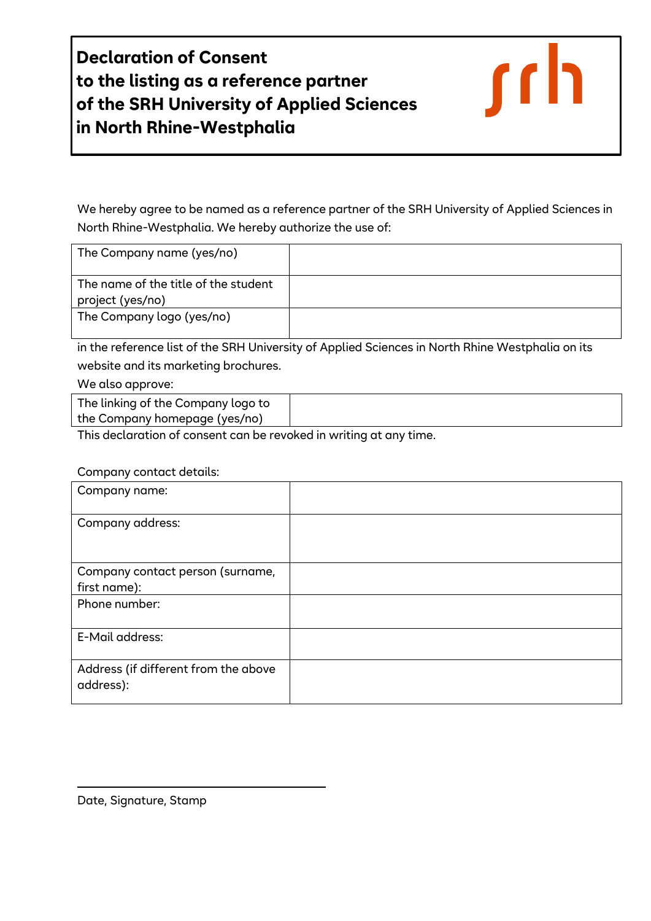# Declaration of Consent to the listing as a reference partner of the SRH University of Applied Sciences in North Rhine-Westphalia

We hereby agree to be named as a reference partner of the SRH University of Applied Sciences in North Rhine-Westphalia. We hereby authorize the use of:

| | |
|---|---|
| The Company name (yes/no) | |
| The name of the title of the student project (yes/no) | |
| The Company logo (yes/no) | |

in the reference list of the SRH University of Applied Sciences in North Rhine Westphalia on its website and its marketing brochures.

We also approve:

| | |
|---|---|
| The linking of the Company logo to the Company homepage (yes/no) | |

This declaration of consent can be revoked in writing at any time.

Company contact details:

| | |
|---|---|
| Company name: | |
| Company address: | |
| Company contact person (surname, first name): | |
| Phone number: | |
| E-Mail address: | |
| Address (if different from the above address): | |

_______________________________________

Date, Signature, Stamp